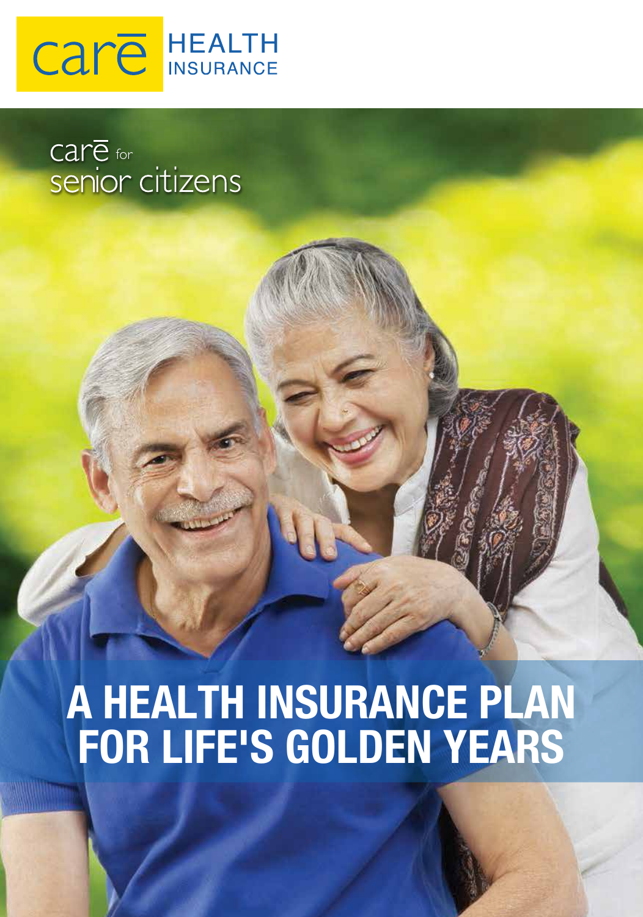care HEALTH INSURANCE

care for senior citizens

# A HEALTH INSURANCE PLAN FOR LIFE'S GOLDEN YEARS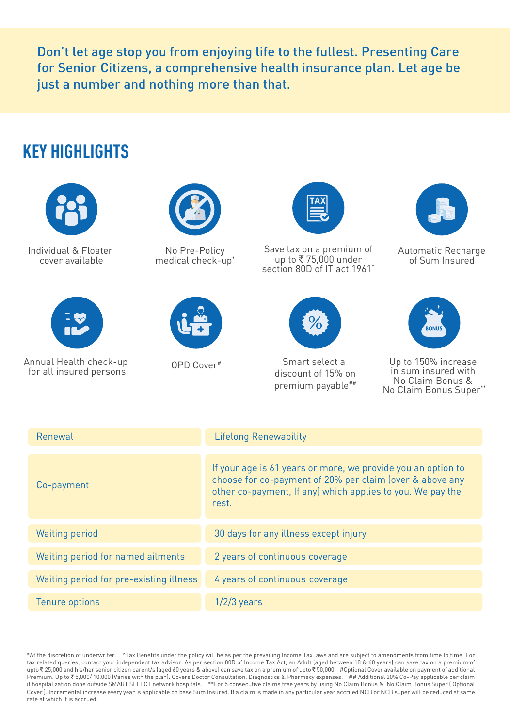Don’t let age stop you from enjoying life to the fullest. Presenting Care for Senior Citizens, a comprehensive health insurance plan. Let age be just a number and nothing more than that.

## KEY HIGHLIGHTS

- Individual & Floater cover available
- No Pre-Policy medical check-up*
- Save tax on a premium of up to ₹ 75,000 under section 80D of IT act 1961^
- Automatic Recharge of Sum Insured
- Annual Health check-up for all insured persons
- OPD Cover#
- Smart select a discount of 15% on premium payable##
- Up to 150% increase in sum insured with No Claim Bonus & No Claim Bonus Super**

| | |
|---|---|
| Renewal | Lifelong Renewability |
| Co-payment | If your age is 61 years or more, we provide you an option to choose for co-payment of 20% per claim (over & above any other co-payment, If any) which applies to you. We pay the rest. |
| Waiting period | 30 days for any illness except injury |
| Waiting period for named ailments | 2 years of continuous coverage |
| Waiting period for pre-existing illness | 4 years of continuous coverage |
| Tenure options | 1/2/3 years |

*At the discretion of underwriter. ^Tax Benefits under the policy will be as per the prevailing Income Tax laws and are subject to amendments from time to time. For tax related queries, contact your independent tax advisor. As per section 80D of Income Tax Act, an Adult (aged between 18 & 60 years) can save tax on a premium of upto ₹ 25,000 and his/her senior citizen parent/s (aged 60 years & above) can save tax on a premium of upto ₹ 50,000. #Optional Cover available on payment of additional Premium. Up to ₹ 5,000/ 10,000 (Varies with the plan). Covers Doctor Consultation, Diagnostics & Pharmacy expenses. ## Additional 20% Co-Pay applicable per claim if hospitalization done outside SMART SELECT network hospitals. **For 5 consecutive claims free years by using No Claim Bonus & No Claim Bonus Super ( Optional Cover ). Incremental increase every year is applicable on base Sum Insured. If a claim is made in any particular year accrued NCB or NCB super will be reduced at same rate at which it is accrued.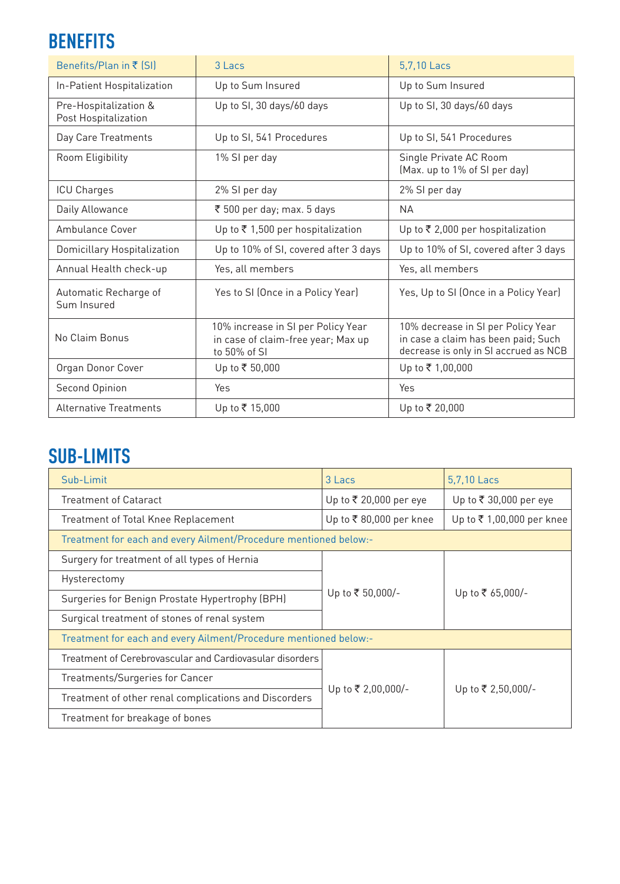## BENEFITS

| Benefits/Plan in ₹ (SI) | 3 Lacs | 5,7,10 Lacs |
|---|---|---|
| In-Patient Hospitalization | Up to Sum Insured | Up to Sum Insured |
| Pre-Hospitalization & Post Hospitalization | Up to SI, 30 days/60 days | Up to SI, 30 days/60 days |
| Day Care Treatments | Up to SI, 541 Procedures | Up to SI, 541 Procedures |
| Room Eligibility | 1% SI per day | Single Private AC Room (Max. up to 1% of SI per day) |
| ICU Charges | 2% SI per day | 2% SI per day |
| Daily Allowance | ₹ 500 per day; max. 5 days | NA |
| Ambulance Cover | Up to ₹ 1,500 per hospitalization | Up to ₹ 2,000 per hospitalization |
| Domicillary Hospitalization | Up to 10% of SI, covered after 3 days | Up to 10% of SI, covered after 3 days |
| Annual Health check-up | Yes, all members | Yes, all members |
| Automatic Recharge of Sum Insured | Yes to SI (Once in a Policy Year) | Yes, Up to SI (Once in a Policy Year) |
| No Claim Bonus | 10% increase in SI per Policy Year in case of claim-free year; Max up to 50% of SI | 10% decrease in SI per Policy Year in case a claim has been paid; Such decrease is only in SI accrued as NCB |
| Organ Donor Cover | Up to ₹ 50,000 | Up to ₹ 1,00,000 |
| Second Opinion | Yes | Yes |
| Alternative Treatments | Up to ₹ 15,000 | Up to ₹ 20,000 |

## SUB-LIMITS

| Sub-Limit | 3 Lacs | 5,7,10 Lacs |
|---|---|---|
| Treatment of Cataract | Up to ₹ 20,000 per eye | Up to ₹ 30,000 per eye |
| Treatment of Total Knee Replacement | Up to ₹ 80,000 per knee | Up to ₹ 1,00,000 per knee |
| Treatment for each and every Ailment/Procedure mentioned below:- | | |
| Surgery for treatment of all types of Hernia | Up to ₹ 50,000/- | Up to ₹ 65,000/- |
| Hysterectomy | | |
| Surgeries for Benign Prostate Hypertrophy (BPH) | | |
| Surgical treatment of stones of renal system | | |
| Treatment for each and every Ailment/Procedure mentioned below:- | | |
| Treatment of Cerebrovascular and Cardiovasular disorders | Up to ₹ 2,00,000/- | Up to ₹ 2,50,000/- |
| Treatments/Surgeries for Cancer | | |
| Treatment of other renal complications and Discorders | | |
| Treatment for breakage of bones | | |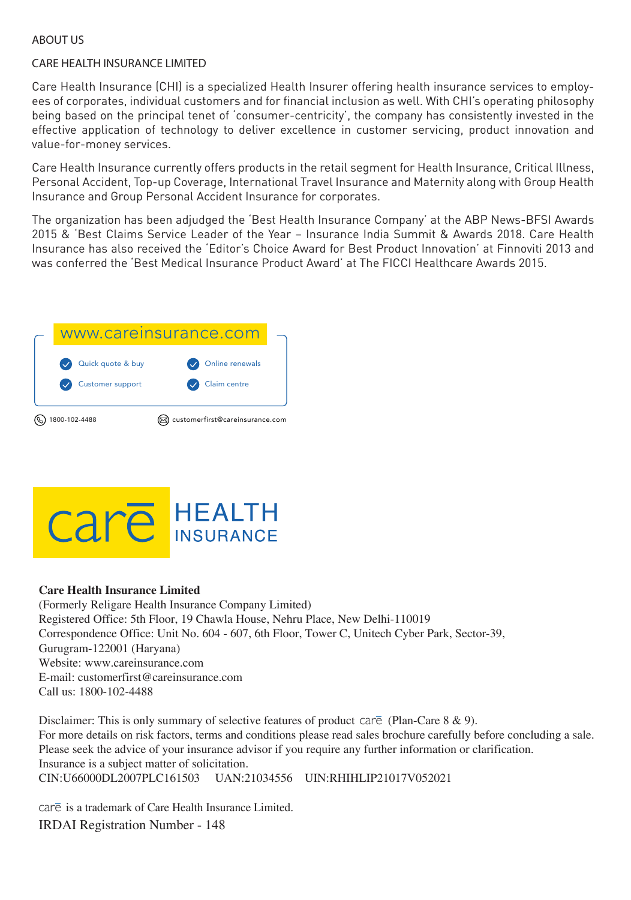## ABOUT US

### CARE HEALTH INSURANCE LIMITED

Care Health Insurance (CHI) is a specialized Health Insurer offering health insurance services to employees of corporates, individual customers and for financial inclusion as well. With CHI's operating philosophy being based on the principal tenet of 'consumer-centricity', the company has consistently invested in the effective application of technology to deliver excellence in customer servicing, product innovation and value-for-money services.

Care Health Insurance currently offers products in the retail segment for Health Insurance, Critical Illness, Personal Accident, Top-up Coverage, International Travel Insurance and Maternity along with Group Health Insurance and Group Personal Accident Insurance for corporates.

The organization has been adjudged the 'Best Health Insurance Company' at the ABP News-BFSI Awards 2015 & 'Best Claims Service Leader of the Year – Insurance India Summit & Awards 2018. Care Health Insurance has also received the 'Editor's Choice Award for Best Product Innovation' at Finnoviti 2013 and was conferred the 'Best Medical Insurance Product Award' at The FICCI Healthcare Awards 2015.

www.careinsurance.com

- Quick quote & buy
- Online renewals
- Customer support
- Claim centre

1800-102-4488

customerfirst@careinsurance.com

carē HEALTH INSURANCE

**Care Health Insurance Limited**
(Formerly Religare Health Insurance Company Limited)
Registered Office: 5th Floor, 19 Chawla House, Nehru Place, New Delhi-110019
Correspondence Office: Unit No. 604 - 607, 6th Floor, Tower C, Unitech Cyber Park, Sector-39, Gurugram-122001 (Haryana)
Website: www.careinsurance.com
E-mail: customerfirst@careinsurance.com
Call us: 1800-102-4488

Disclaimer: This is only summary of selective features of product carē (Plan-Care 8 & 9).
For more details on risk factors, terms and conditions please read sales brochure carefully before concluding a sale.
Please seek the advice of your insurance advisor if you require any further information or clarification.
Insurance is a subject matter of solicitation.
CIN:U66000DL2007PLC161503 UAN:21034556 UIN:RHIHLIP21017V052021

carē is a trademark of Care Health Insurance Limited.
IRDAI Registration Number - 148